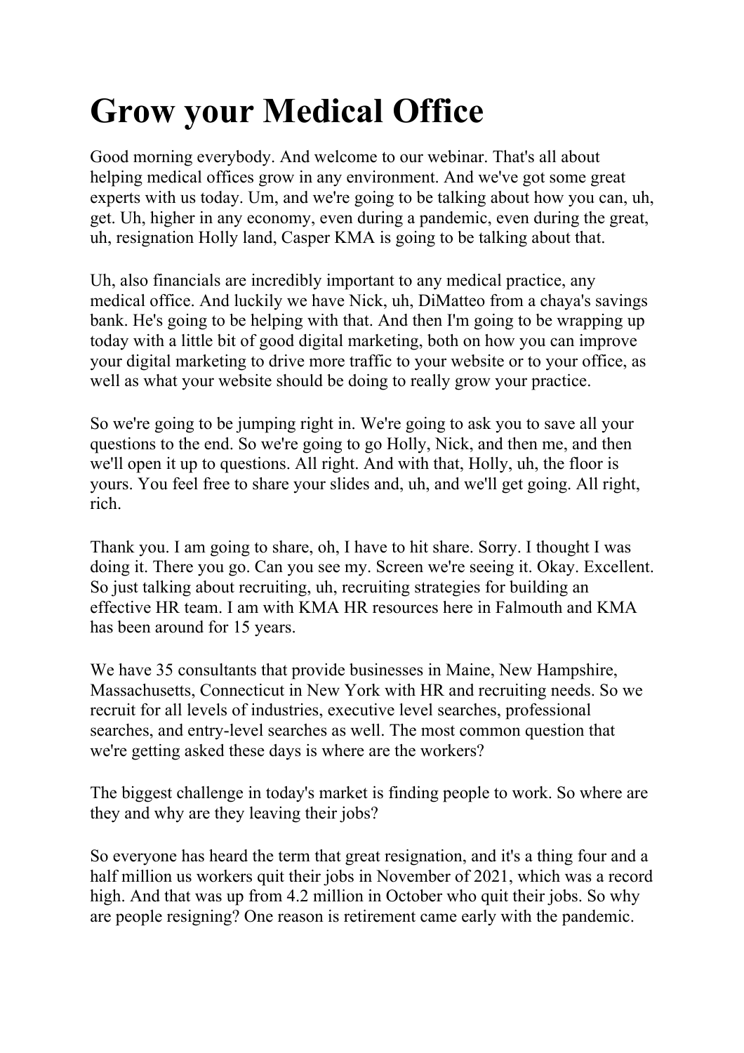# Grow your Medical Office

Good morning everybody. And welcome to our webinar. That's all about helping medical offices grow in any environment. And we've got some great experts with us today. Um, and we're going to be talking about how you can, uh, get. Uh, higher in any economy, even during a pandemic, even during the great, uh, resignation Holly land, Casper KMA is going to be talking about that.

Uh, also financials are incredibly important to any medical practice, any medical office. And luckily we have Nick, uh, DiMatteo from a chaya's savings bank. He's going to be helping with that. And then I'm going to be wrapping up today with a little bit of good digital marketing, both on how you can improve your digital marketing to drive more traffic to your website or to your office, as well as what your website should be doing to really grow your practice.

So we're going to be jumping right in. We're going to ask you to save all your questions to the end. So we're going to go Holly, Nick, and then me, and then we'll open it up to questions. All right. And with that, Holly, uh, the floor is yours. You feel free to share your slides and, uh, and we'll get going. All right, rich.

Thank you. I am going to share, oh, I have to hit share. Sorry. I thought I was doing it. There you go. Can you see my. Screen we're seeing it. Okay. Excellent. So just talking about recruiting, uh, recruiting strategies for building an effective HR team. I am with KMA HR resources here in Falmouth and KMA has been around for 15 years.

We have 35 consultants that provide businesses in Maine, New Hampshire, Massachusetts, Connecticut in New York with HR and recruiting needs. So we recruit for all levels of industries, executive level searches, professional searches, and entry-level searches as well. The most common question that we're getting asked these days is where are the workers?

The biggest challenge in today's market is finding people to work. So where are they and why are they leaving their jobs?

So everyone has heard the term that great resignation, and it's a thing four and a half million us workers quit their jobs in November of 2021, which was a record high. And that was up from 4.2 million in October who quit their jobs. So why are people resigning? One reason is retirement came early with the pandemic.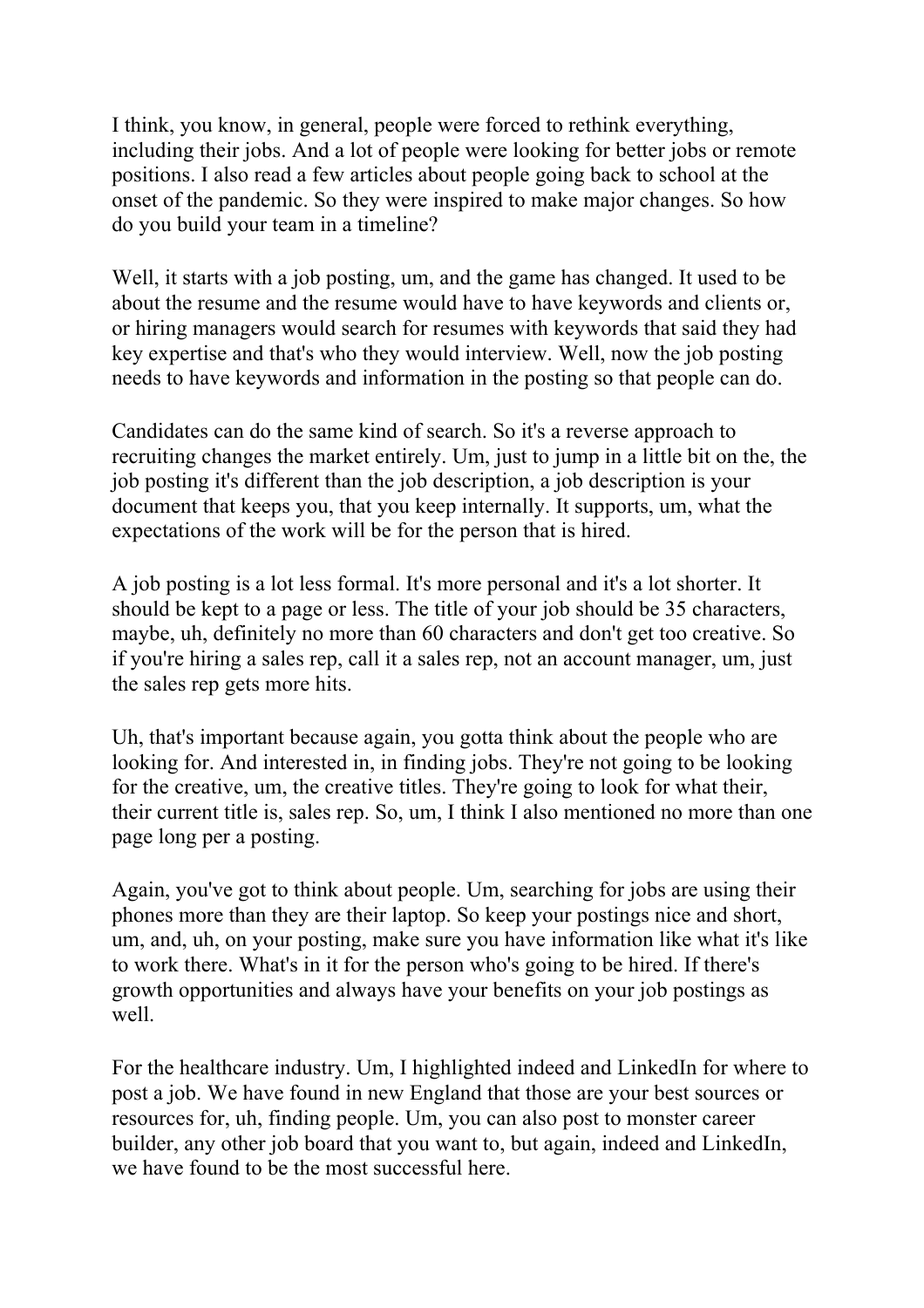I think, you know, in general, people were forced to rethink everything, including their jobs. And a lot of people were looking for better jobs or remote positions. I also read a few articles about people going back to school at the onset of the pandemic. So they were inspired to make major changes. So how do you build your team in a timeline?

Well, it starts with a job posting, um, and the game has changed. It used to be about the resume and the resume would have to have keywords and clients or, or hiring managers would search for resumes with keywords that said they had key expertise and that's who they would interview. Well, now the job posting needs to have keywords and information in the posting so that people can do.

Candidates can do the same kind of search. So it's a reverse approach to recruiting changes the market entirely. Um, just to jump in a little bit on the, the job posting it's different than the job description, a job description is your document that keeps you, that you keep internally. It supports, um, what the expectations of the work will be for the person that is hired.

A job posting is a lot less formal. It's more personal and it's a lot shorter. It should be kept to a page or less. The title of your job should be 35 characters, maybe, uh, definitely no more than 60 characters and don't get too creative. So if you're hiring a sales rep, call it a sales rep, not an account manager, um, just the sales rep gets more hits.

Uh, that's important because again, you gotta think about the people who are looking for. And interested in, in finding jobs. They're not going to be looking for the creative, um, the creative titles. They're going to look for what their, their current title is, sales rep. So, um, I think I also mentioned no more than one page long per a posting.

Again, you've got to think about people. Um, searching for jobs are using their phones more than they are their laptop. So keep your postings nice and short, um, and, uh, on your posting, make sure you have information like what it's like to work there. What's in it for the person who's going to be hired. If there's growth opportunities and always have your benefits on your job postings as well.

For the healthcare industry. Um, I highlighted indeed and LinkedIn for where to post a job. We have found in new England that those are your best sources or resources for, uh, finding people. Um, you can also post to monster career builder, any other job board that you want to, but again, indeed and LinkedIn, we have found to be the most successful here.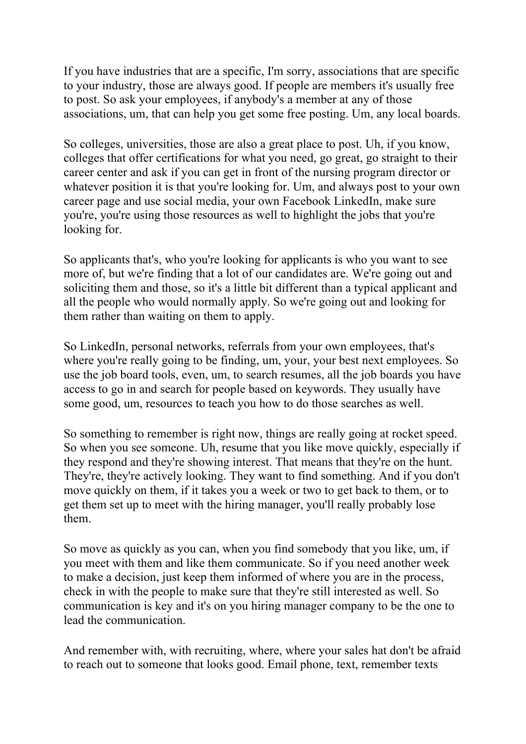If you have industries that are a specific, I'm sorry, associations that are specific to your industry, those are always good. If people are members it's usually free to post. So ask your employees, if anybody's a member at any of those associations, um, that can help you get some free posting. Um, any local boards.

So colleges, universities, those are also a great place to post. Uh, if you know, colleges that offer certifications for what you need, go great, go straight to their career center and ask if you can get in front of the nursing program director or whatever position it is that you're looking for. Um, and always post to your own career page and use social media, your own Facebook LinkedIn, make sure you're, you're using those resources as well to highlight the jobs that you're looking for.

So applicants that's, who you're looking for applicants is who you want to see more of, but we're finding that a lot of our candidates are. We're going out and soliciting them and those, so it's a little bit different than a typical applicant and all the people who would normally apply. So we're going out and looking for them rather than waiting on them to apply.

So LinkedIn, personal networks, referrals from your own employees, that's where you're really going to be finding, um, your, your best next employees. So use the job board tools, even, um, to search resumes, all the job boards you have access to go in and search for people based on keywords. They usually have some good, um, resources to teach you how to do those searches as well.

So something to remember is right now, things are really going at rocket speed. So when you see someone. Uh, resume that you like move quickly, especially if they respond and they're showing interest. That means that they're on the hunt. They're, they're actively looking. They want to find something. And if you don't move quickly on them, if it takes you a week or two to get back to them, or to get them set up to meet with the hiring manager, you'll really probably lose them.

So move as quickly as you can, when you find somebody that you like, um, if you meet with them and like them communicate. So if you need another week to make a decision, just keep them informed of where you are in the process, check in with the people to make sure that they're still interested as well. So communication is key and it's on you hiring manager company to be the one to lead the communication.

And remember with, with recruiting, where, where your sales hat don't be afraid to reach out to someone that looks good. Email phone, text, remember texts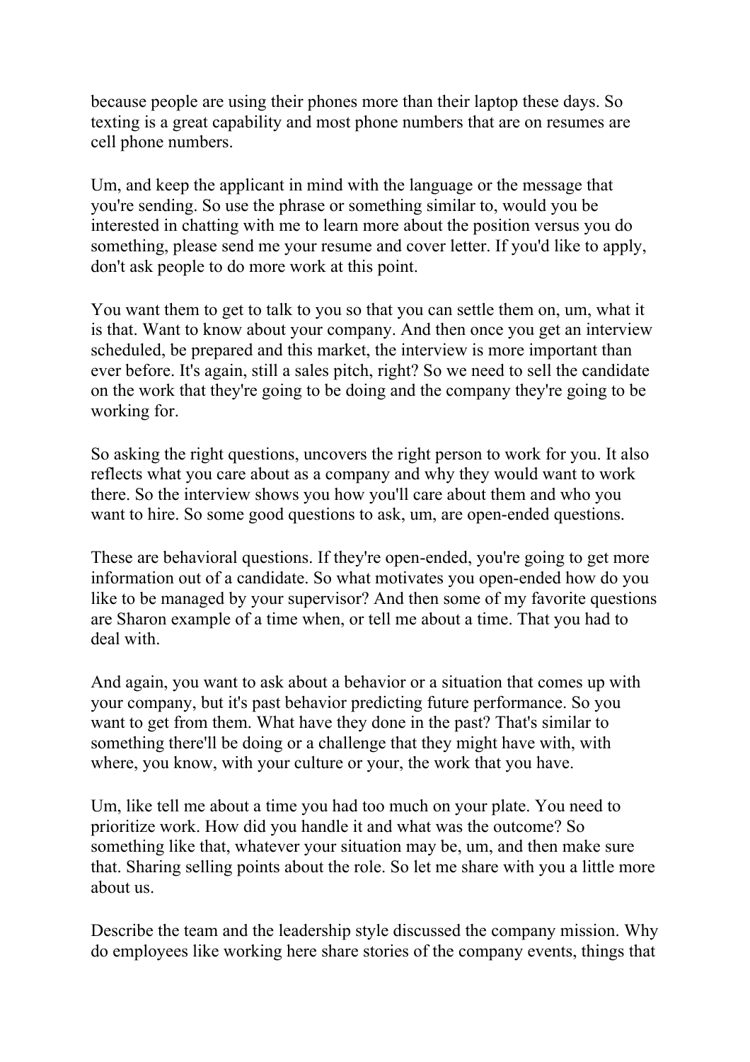because people are using their phones more than their laptop these days. So texting is a great capability and most phone numbers that are on resumes are cell phone numbers.

Um, and keep the applicant in mind with the language or the message that you're sending. So use the phrase or something similar to, would you be interested in chatting with me to learn more about the position versus you do something, please send me your resume and cover letter. If you'd like to apply, don't ask people to do more work at this point.

You want them to get to talk to you so that you can settle them on, um, what it is that. Want to know about your company. And then once you get an interview scheduled, be prepared and this market, the interview is more important than ever before. It's again, still a sales pitch, right? So we need to sell the candidate on the work that they're going to be doing and the company they're going to be working for.

So asking the right questions, uncovers the right person to work for you. It also reflects what you care about as a company and why they would want to work there. So the interview shows you how you'll care about them and who you want to hire. So some good questions to ask, um, are open-ended questions.

These are behavioral questions. If they're open-ended, you're going to get more information out of a candidate. So what motivates you open-ended how do you like to be managed by your supervisor? And then some of my favorite questions are Sharon example of a time when, or tell me about a time. That you had to deal with.

And again, you want to ask about a behavior or a situation that comes up with your company, but it's past behavior predicting future performance. So you want to get from them. What have they done in the past? That's similar to something there'll be doing or a challenge that they might have with, with where, you know, with your culture or your, the work that you have.

Um, like tell me about a time you had too much on your plate. You need to prioritize work. How did you handle it and what was the outcome? So something like that, whatever your situation may be, um, and then make sure that. Sharing selling points about the role. So let me share with you a little more about us.

Describe the team and the leadership style discussed the company mission. Why do employees like working here share stories of the company events, things that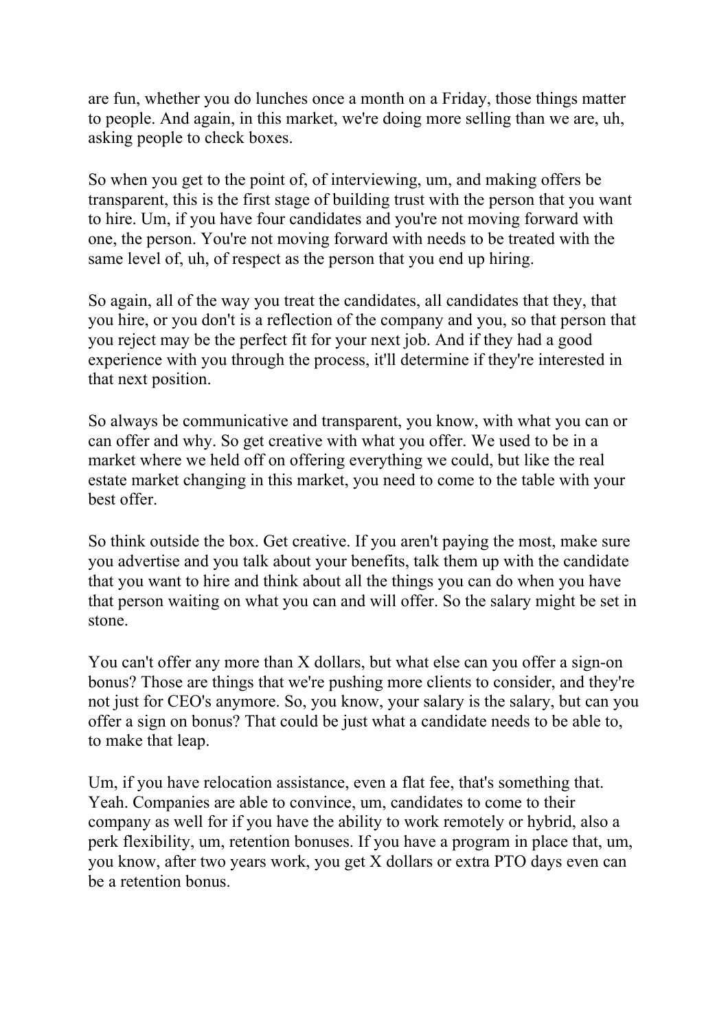are fun, whether you do lunches once a month on a Friday, those things matter to people. And again, in this market, we're doing more selling than we are, uh, asking people to check boxes.

So when you get to the point of, of interviewing, um, and making offers be transparent, this is the first stage of building trust with the person that you want to hire. Um, if you have four candidates and you're not moving forward with one, the person. You're not moving forward with needs to be treated with the same level of, uh, of respect as the person that you end up hiring.

So again, all of the way you treat the candidates, all candidates that they, that you hire, or you don't is a reflection of the company and you, so that person that you reject may be the perfect fit for your next job. And if they had a good experience with you through the process, it'll determine if they're interested in that next position.

So always be communicative and transparent, you know, with what you can or can offer and why. So get creative with what you offer. We used to be in a market where we held off on offering everything we could, but like the real estate market changing in this market, you need to come to the table with your best offer.

So think outside the box. Get creative. If you aren't paying the most, make sure you advertise and you talk about your benefits, talk them up with the candidate that you want to hire and think about all the things you can do when you have that person waiting on what you can and will offer. So the salary might be set in stone.

You can't offer any more than X dollars, but what else can you offer a sign-on bonus? Those are things that we're pushing more clients to consider, and they're not just for CEO's anymore. So, you know, your salary is the salary, but can you offer a sign on bonus? That could be just what a candidate needs to be able to, to make that leap.

Um, if you have relocation assistance, even a flat fee, that's something that. Yeah. Companies are able to convince, um, candidates to come to their company as well for if you have the ability to work remotely or hybrid, also a perk flexibility, um, retention bonuses. If you have a program in place that, um, you know, after two years work, you get X dollars or extra PTO days even can be a retention bonus.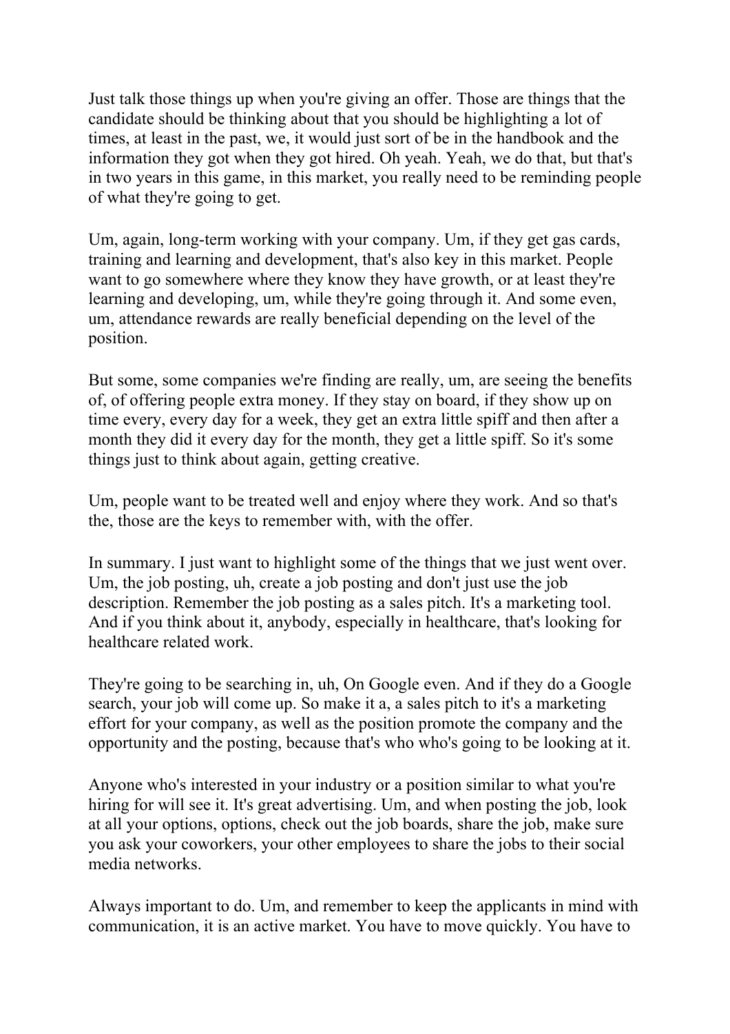Just talk those things up when you're giving an offer. Those are things that the candidate should be thinking about that you should be highlighting a lot of times, at least in the past, we, it would just sort of be in the handbook and the information they got when they got hired. Oh yeah. Yeah, we do that, but that's in two years in this game, in this market, you really need to be reminding people of what they're going to get.

Um, again, long-term working with your company. Um, if they get gas cards, training and learning and development, that's also key in this market. People want to go somewhere where they know they have growth, or at least they're learning and developing, um, while they're going through it. And some even, um, attendance rewards are really beneficial depending on the level of the position.

But some, some companies we're finding are really, um, are seeing the benefits of, of offering people extra money. If they stay on board, if they show up on time every, every day for a week, they get an extra little spiff and then after a month they did it every day for the month, they get a little spiff. So it's some things just to think about again, getting creative.

Um, people want to be treated well and enjoy where they work. And so that's the, those are the keys to remember with, with the offer.

In summary. I just want to highlight some of the things that we just went over. Um, the job posting, uh, create a job posting and don't just use the job description. Remember the job posting as a sales pitch. It's a marketing tool. And if you think about it, anybody, especially in healthcare, that's looking for healthcare related work.

They're going to be searching in, uh, On Google even. And if they do a Google search, your job will come up. So make it a, a sales pitch to it's a marketing effort for your company, as well as the position promote the company and the opportunity and the posting, because that's who who's going to be looking at it.

Anyone who's interested in your industry or a position similar to what you're hiring for will see it. It's great advertising. Um, and when posting the job, look at all your options, options, check out the job boards, share the job, make sure you ask your coworkers, your other employees to share the jobs to their social media networks.

Always important to do. Um, and remember to keep the applicants in mind with communication, it is an active market. You have to move quickly. You have to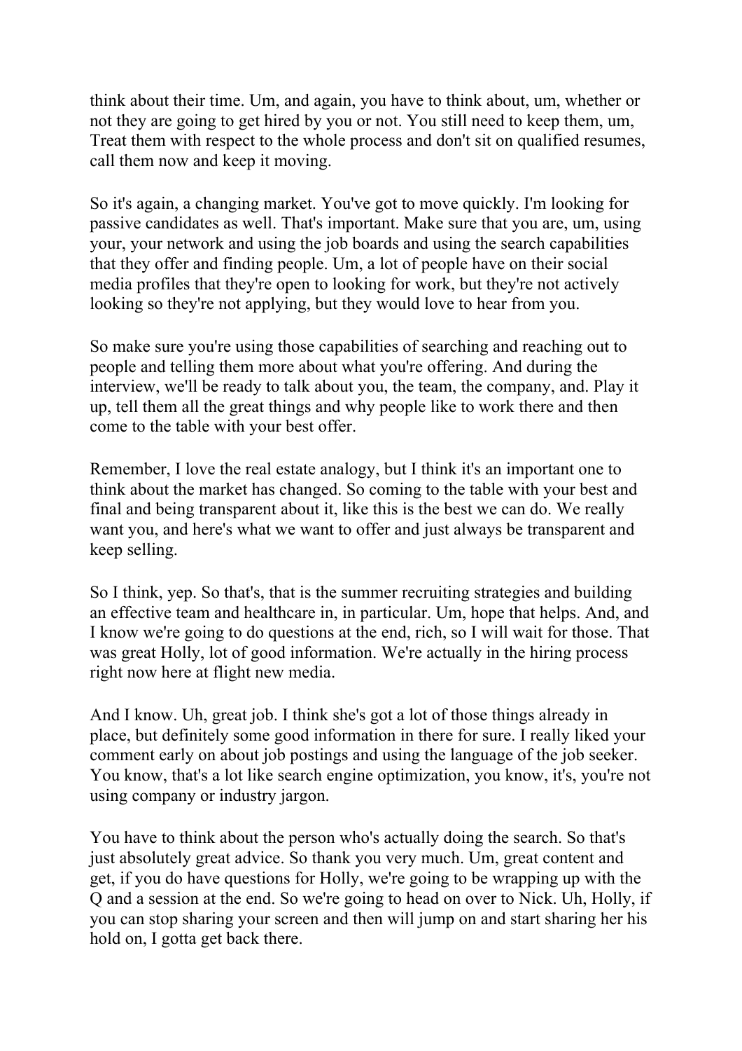think about their time. Um, and again, you have to think about, um, whether or not they are going to get hired by you or not. You still need to keep them, um, Treat them with respect to the whole process and don't sit on qualified resumes, call them now and keep it moving.

So it's again, a changing market. You've got to move quickly. I'm looking for passive candidates as well. That's important. Make sure that you are, um, using your, your network and using the job boards and using the search capabilities that they offer and finding people. Um, a lot of people have on their social media profiles that they're open to looking for work, but they're not actively looking so they're not applying, but they would love to hear from you.

So make sure you're using those capabilities of searching and reaching out to people and telling them more about what you're offering. And during the interview, we'll be ready to talk about you, the team, the company, and. Play it up, tell them all the great things and why people like to work there and then come to the table with your best offer.

Remember, I love the real estate analogy, but I think it's an important one to think about the market has changed. So coming to the table with your best and final and being transparent about it, like this is the best we can do. We really want you, and here's what we want to offer and just always be transparent and keep selling.

So I think, yep. So that's, that is the summer recruiting strategies and building an effective team and healthcare in, in particular. Um, hope that helps. And, and I know we're going to do questions at the end, rich, so I will wait for those. That was great Holly, lot of good information. We're actually in the hiring process right now here at flight new media.

And I know. Uh, great job. I think she's got a lot of those things already in place, but definitely some good information in there for sure. I really liked your comment early on about job postings and using the language of the job seeker. You know, that's a lot like search engine optimization, you know, it's, you're not using company or industry jargon.

You have to think about the person who's actually doing the search. So that's just absolutely great advice. So thank you very much. Um, great content and get, if you do have questions for Holly, we're going to be wrapping up with the Q and a session at the end. So we're going to head on over to Nick. Uh, Holly, if you can stop sharing your screen and then will jump on and start sharing her his hold on, I gotta get back there.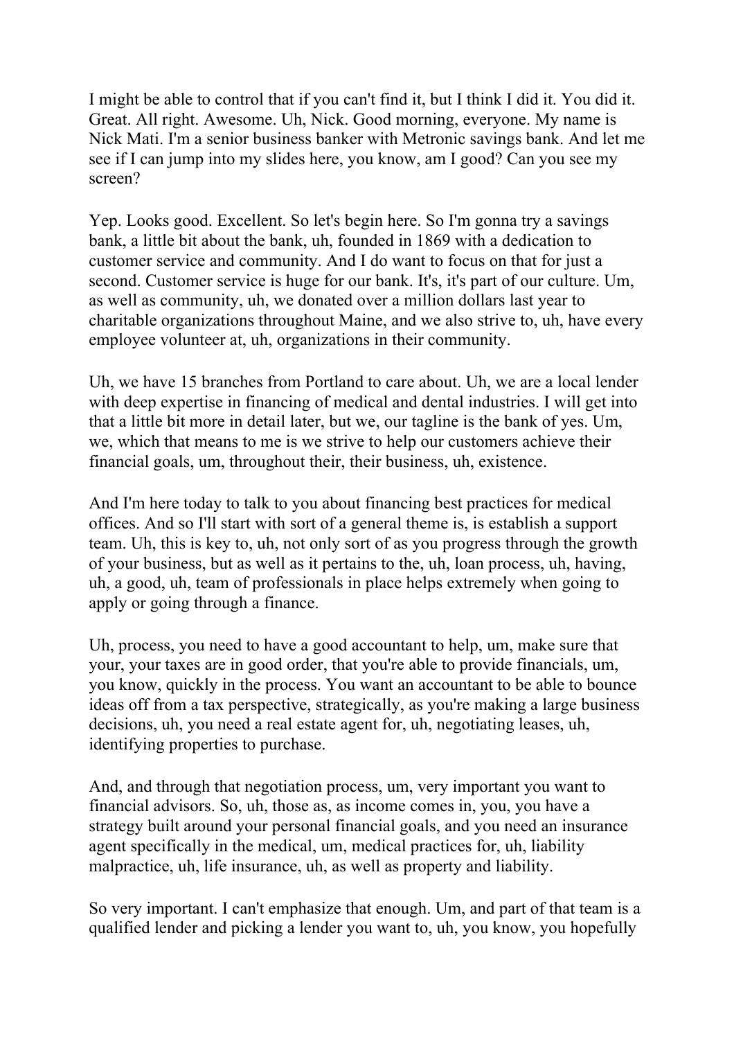I might be able to control that if you can't find it, but I think I did it. You did it. Great. All right. Awesome. Uh, Nick. Good morning, everyone. My name is Nick Mati. I'm a senior business banker with Metronic savings bank. And let me see if I can jump into my slides here, you know, am I good? Can you see my screen?

Yep. Looks good. Excellent. So let's begin here. So I'm gonna try a savings bank, a little bit about the bank, uh, founded in 1869 with a dedication to customer service and community. And I do want to focus on that for just a second. Customer service is huge for our bank. It's, it's part of our culture. Um, as well as community, uh, we donated over a million dollars last year to charitable organizations throughout Maine, and we also strive to, uh, have every employee volunteer at, uh, organizations in their community.

Uh, we have 15 branches from Portland to care about. Uh, we are a local lender with deep expertise in financing of medical and dental industries. I will get into that a little bit more in detail later, but we, our tagline is the bank of yes. Um, we, which that means to me is we strive to help our customers achieve their financial goals, um, throughout their, their business, uh, existence.

And I'm here today to talk to you about financing best practices for medical offices. And so I'll start with sort of a general theme is, is establish a support team. Uh, this is key to, uh, not only sort of as you progress through the growth of your business, but as well as it pertains to the, uh, loan process, uh, having, uh, a good, uh, team of professionals in place helps extremely when going to apply or going through a finance.

Uh, process, you need to have a good accountant to help, um, make sure that your, your taxes are in good order, that you're able to provide financials, um, you know, quickly in the process. You want an accountant to be able to bounce ideas off from a tax perspective, strategically, as you're making a large business decisions, uh, you need a real estate agent for, uh, negotiating leases, uh, identifying properties to purchase.

And, and through that negotiation process, um, very important you want to financial advisors. So, uh, those as, as income comes in, you, you have a strategy built around your personal financial goals, and you need an insurance agent specifically in the medical, um, medical practices for, uh, liability malpractice, uh, life insurance, uh, as well as property and liability.

So very important. I can't emphasize that enough. Um, and part of that team is a qualified lender and picking a lender you want to, uh, you know, you hopefully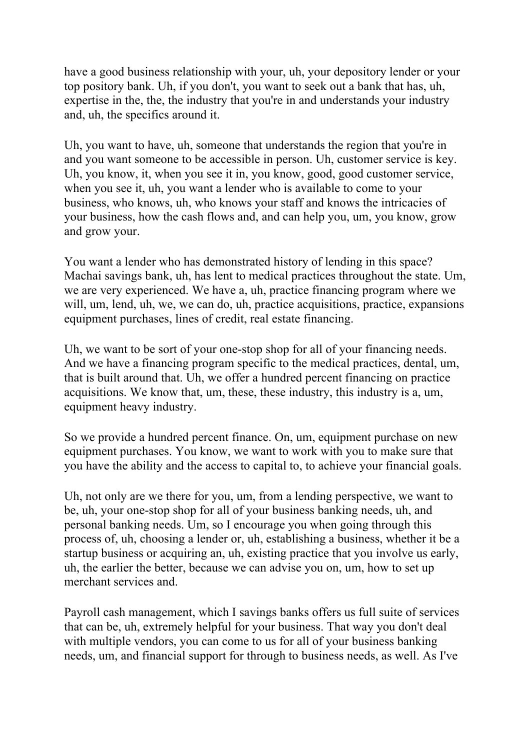have a good business relationship with your, uh, your depository lender or your top pository bank. Uh, if you don't, you want to seek out a bank that has, uh, expertise in the, the, the industry that you're in and understands your industry and, uh, the specifics around it.

Uh, you want to have, uh, someone that understands the region that you're in and you want someone to be accessible in person. Uh, customer service is key. Uh, you know, it, when you see it in, you know, good, good customer service, when you see it, uh, you want a lender who is available to come to your business, who knows, uh, who knows your staff and knows the intricacies of your business, how the cash flows and, and can help you, um, you know, grow and grow your.

You want a lender who has demonstrated history of lending in this space? Machai savings bank, uh, has lent to medical practices throughout the state. Um, we are very experienced. We have a, uh, practice financing program where we will, um, lend, uh, we, we can do, uh, practice acquisitions, practice, expansions equipment purchases, lines of credit, real estate financing.

Uh, we want to be sort of your one-stop shop for all of your financing needs. And we have a financing program specific to the medical practices, dental, um, that is built around that. Uh, we offer a hundred percent financing on practice acquisitions. We know that, um, these, these industry, this industry is a, um, equipment heavy industry.

So we provide a hundred percent finance. On, um, equipment purchase on new equipment purchases. You know, we want to work with you to make sure that you have the ability and the access to capital to, to achieve your financial goals.

Uh, not only are we there for you, um, from a lending perspective, we want to be, uh, your one-stop shop for all of your business banking needs, uh, and personal banking needs. Um, so I encourage you when going through this process of, uh, choosing a lender or, uh, establishing a business, whether it be a startup business or acquiring an, uh, existing practice that you involve us early, uh, the earlier the better, because we can advise you on, um, how to set up merchant services and.

Payroll cash management, which I savings banks offers us full suite of services that can be, uh, extremely helpful for your business. That way you don't deal with multiple vendors, you can come to us for all of your business banking needs, um, and financial support for through to business needs, as well. As I've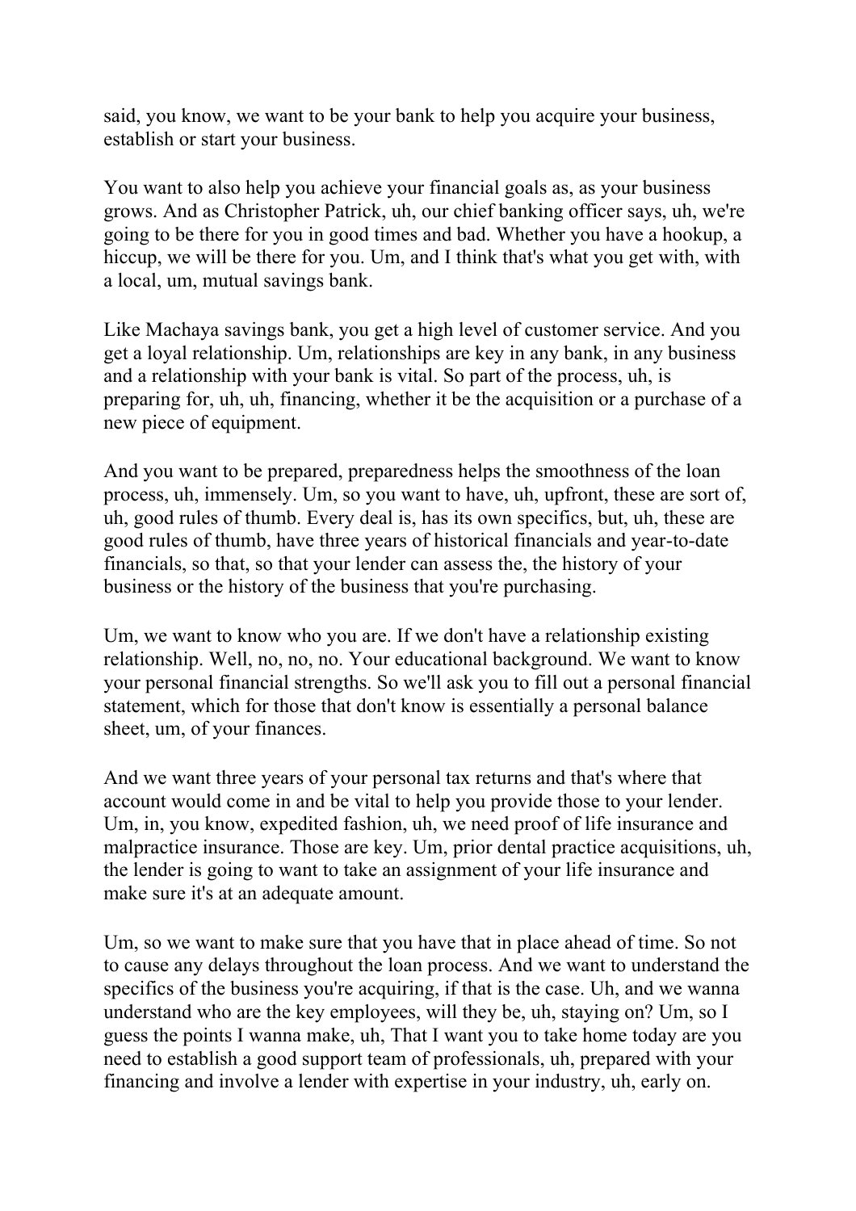said, you know, we want to be your bank to help you acquire your business, establish or start your business.

You want to also help you achieve your financial goals as, as your business grows. And as Christopher Patrick, uh, our chief banking officer says, uh, we're going to be there for you in good times and bad. Whether you have a hookup, a hiccup, we will be there for you. Um, and I think that's what you get with, with a local, um, mutual savings bank.

Like Machaya savings bank, you get a high level of customer service. And you get a loyal relationship. Um, relationships are key in any bank, in any business and a relationship with your bank is vital. So part of the process, uh, is preparing for, uh, uh, financing, whether it be the acquisition or a purchase of a new piece of equipment.

And you want to be prepared, preparedness helps the smoothness of the loan process, uh, immensely. Um, so you want to have, uh, upfront, these are sort of, uh, good rules of thumb. Every deal is, has its own specifics, but, uh, these are good rules of thumb, have three years of historical financials and year-to-date financials, so that, so that your lender can assess the, the history of your business or the history of the business that you're purchasing.

Um, we want to know who you are. If we don't have a relationship existing relationship. Well, no, no, no. Your educational background. We want to know your personal financial strengths. So we'll ask you to fill out a personal financial statement, which for those that don't know is essentially a personal balance sheet, um, of your finances.

And we want three years of your personal tax returns and that's where that account would come in and be vital to help you provide those to your lender. Um, in, you know, expedited fashion, uh, we need proof of life insurance and malpractice insurance. Those are key. Um, prior dental practice acquisitions, uh, the lender is going to want to take an assignment of your life insurance and make sure it's at an adequate amount.

Um, so we want to make sure that you have that in place ahead of time. So not to cause any delays throughout the loan process. And we want to understand the specifics of the business you're acquiring, if that is the case. Uh, and we wanna understand who are the key employees, will they be, uh, staying on? Um, so I guess the points I wanna make, uh, That I want you to take home today are you need to establish a good support team of professionals, uh, prepared with your financing and involve a lender with expertise in your industry, uh, early on.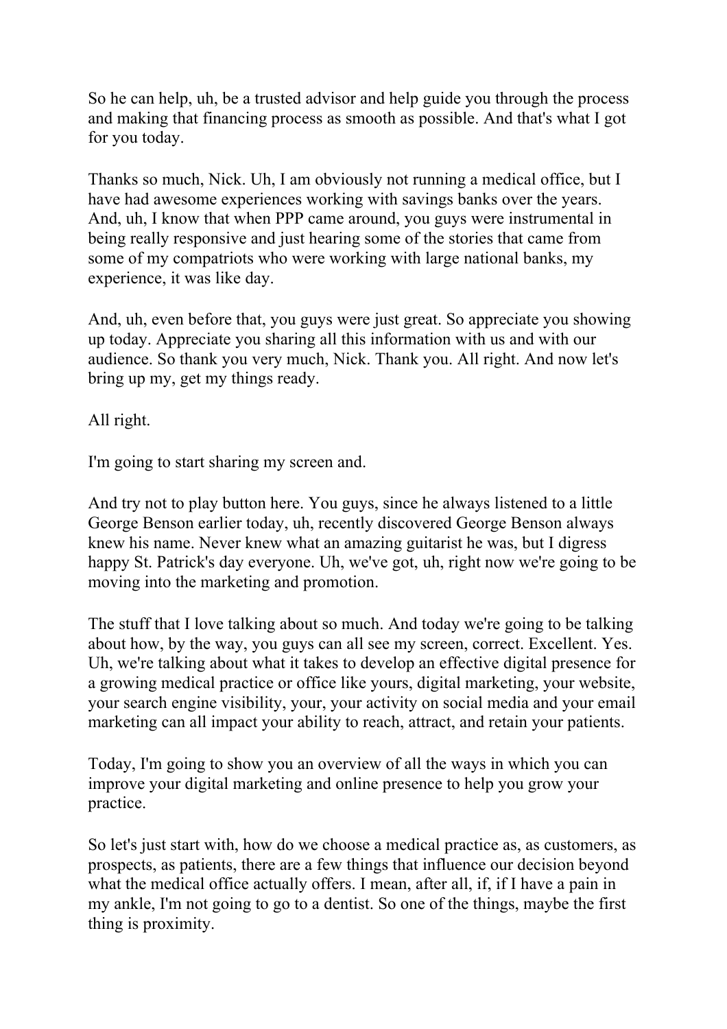So he can help, uh, be a trusted advisor and help guide you through the process and making that financing process as smooth as possible. And that's what I got for you today.

Thanks so much, Nick. Uh, I am obviously not running a medical office, but I have had awesome experiences working with savings banks over the years. And, uh, I know that when PPP came around, you guys were instrumental in being really responsive and just hearing some of the stories that came from some of my compatriots who were working with large national banks, my experience, it was like day.

And, uh, even before that, you guys were just great. So appreciate you showing up today. Appreciate you sharing all this information with us and with our audience. So thank you very much, Nick. Thank you. All right. And now let's bring up my, get my things ready.

All right.

I'm going to start sharing my screen and.

And try not to play button here. You guys, since he always listened to a little George Benson earlier today, uh, recently discovered George Benson always knew his name. Never knew what an amazing guitarist he was, but I digress happy St. Patrick's day everyone. Uh, we've got, uh, right now we're going to be moving into the marketing and promotion.

The stuff that I love talking about so much. And today we're going to be talking about how, by the way, you guys can all see my screen, correct. Excellent. Yes. Uh, we're talking about what it takes to develop an effective digital presence for a growing medical practice or office like yours, digital marketing, your website, your search engine visibility, your, your activity on social media and your email marketing can all impact your ability to reach, attract, and retain your patients.

Today, I'm going to show you an overview of all the ways in which you can improve your digital marketing and online presence to help you grow your practice.

So let's just start with, how do we choose a medical practice as, as customers, as prospects, as patients, there are a few things that influence our decision beyond what the medical office actually offers. I mean, after all, if, if I have a pain in my ankle, I'm not going to go to a dentist. So one of the things, maybe the first thing is proximity.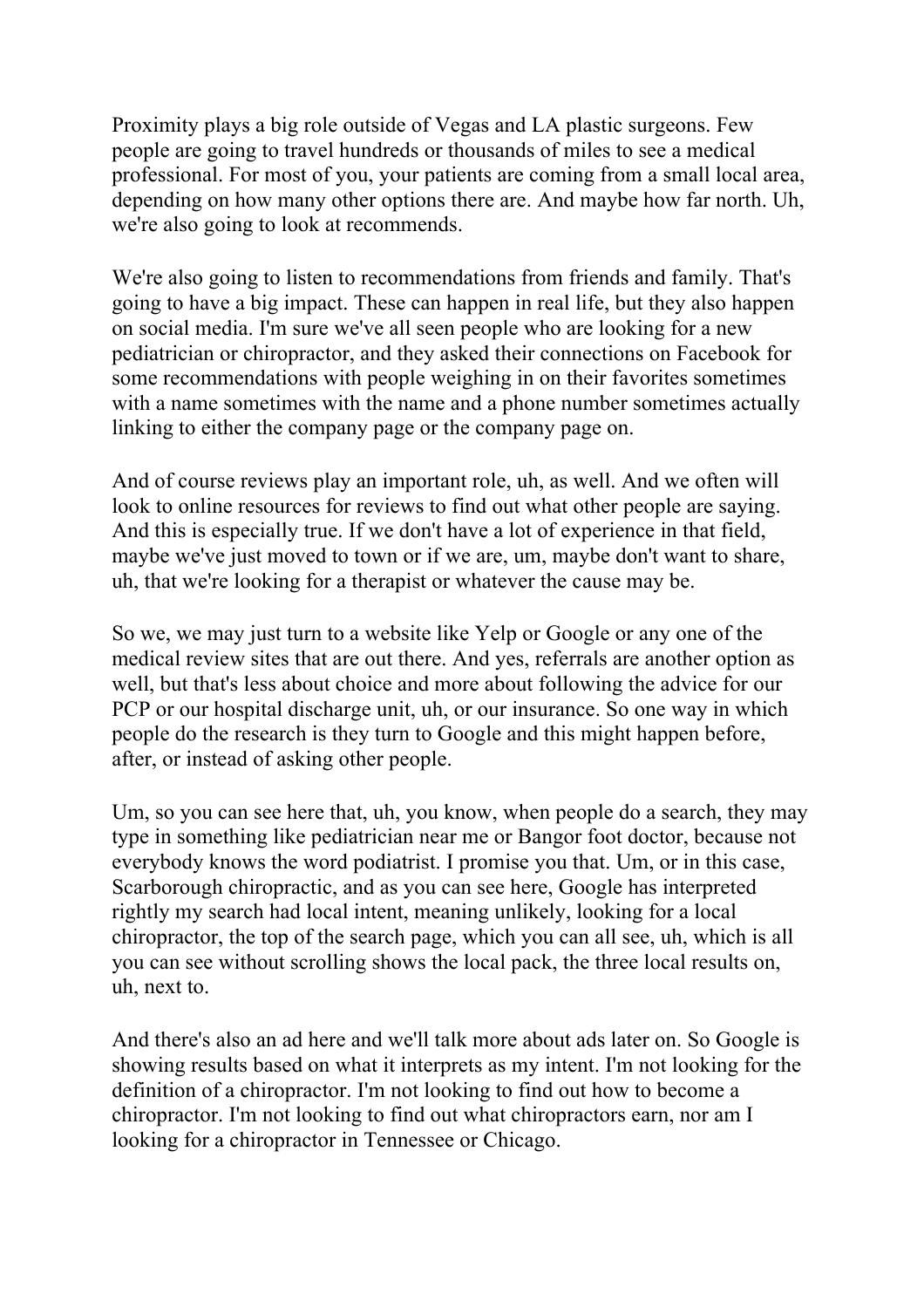Proximity plays a big role outside of Vegas and LA plastic surgeons. Few people are going to travel hundreds or thousands of miles to see a medical professional. For most of you, your patients are coming from a small local area, depending on how many other options there are. And maybe how far north. Uh, we're also going to look at recommends.

We're also going to listen to recommendations from friends and family. That's going to have a big impact. These can happen in real life, but they also happen on social media. I'm sure we've all seen people who are looking for a new pediatrician or chiropractor, and they asked their connections on Facebook for some recommendations with people weighing in on their favorites sometimes with a name sometimes with the name and a phone number sometimes actually linking to either the company page or the company page on.

And of course reviews play an important role, uh, as well. And we often will look to online resources for reviews to find out what other people are saying. And this is especially true. If we don't have a lot of experience in that field, maybe we've just moved to town or if we are, um, maybe don't want to share, uh, that we're looking for a therapist or whatever the cause may be.

So we, we may just turn to a website like Yelp or Google or any one of the medical review sites that are out there. And yes, referrals are another option as well, but that's less about choice and more about following the advice for our PCP or our hospital discharge unit, uh, or our insurance. So one way in which people do the research is they turn to Google and this might happen before, after, or instead of asking other people.

Um, so you can see here that, uh, you know, when people do a search, they may type in something like pediatrician near me or Bangor foot doctor, because not everybody knows the word podiatrist. I promise you that. Um, or in this case, Scarborough chiropractic, and as you can see here, Google has interpreted rightly my search had local intent, meaning unlikely, looking for a local chiropractor, the top of the search page, which you can all see, uh, which is all you can see without scrolling shows the local pack, the three local results on, uh, next to.

And there's also an ad here and we'll talk more about ads later on. So Google is showing results based on what it interprets as my intent. I'm not looking for the definition of a chiropractor. I'm not looking to find out how to become a chiropractor. I'm not looking to find out what chiropractors earn, nor am I looking for a chiropractor in Tennessee or Chicago.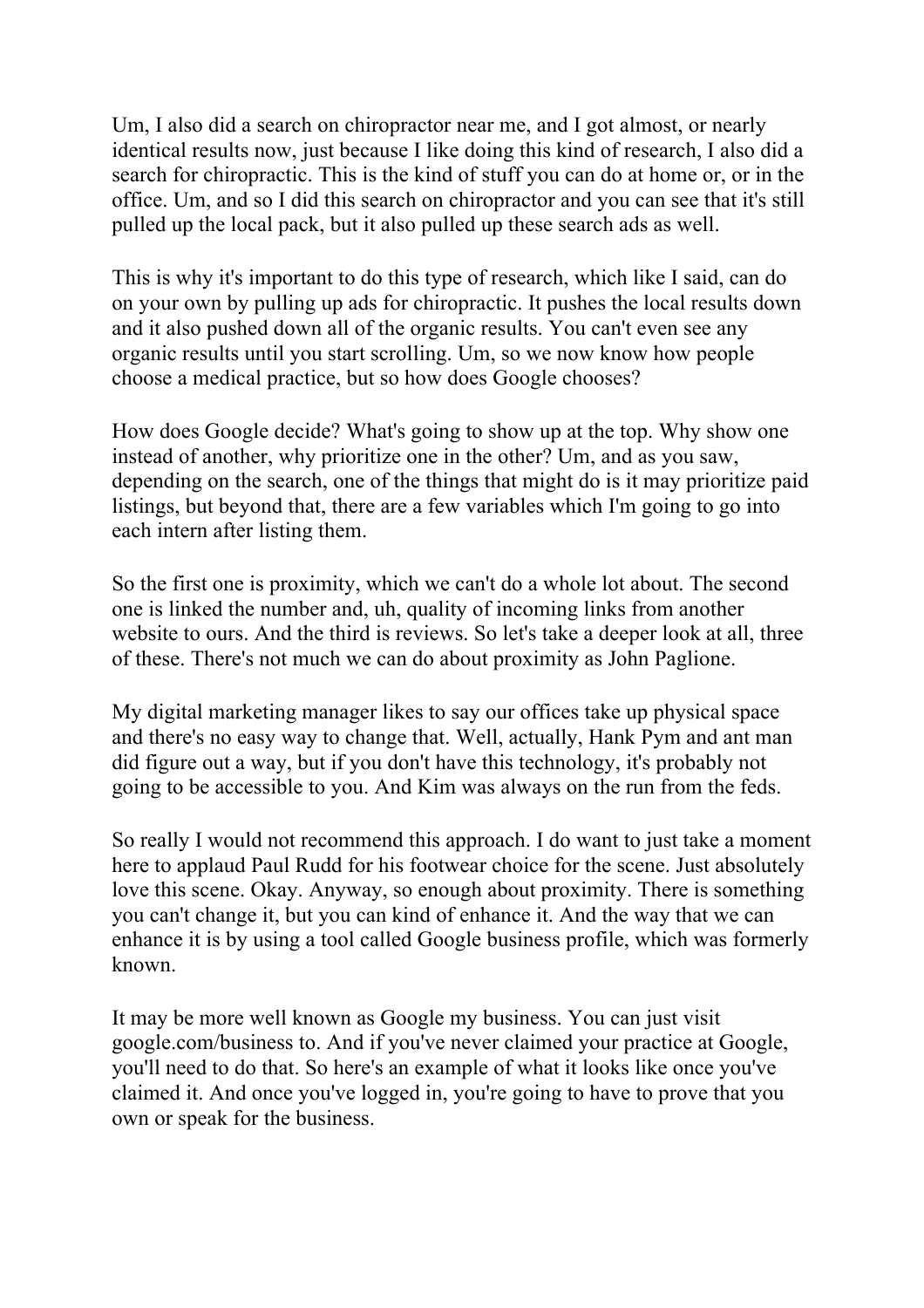Um, I also did a search on chiropractor near me, and I got almost, or nearly identical results now, just because I like doing this kind of research, I also did a search for chiropractic. This is the kind of stuff you can do at home or, or in the office. Um, and so I did this search on chiropractor and you can see that it's still pulled up the local pack, but it also pulled up these search ads as well.

This is why it's important to do this type of research, which like I said, can do on your own by pulling up ads for chiropractic. It pushes the local results down and it also pushed down all of the organic results. You can't even see any organic results until you start scrolling. Um, so we now know how people choose a medical practice, but so how does Google chooses?

How does Google decide? What's going to show up at the top. Why show one instead of another, why prioritize one in the other? Um, and as you saw, depending on the search, one of the things that might do is it may prioritize paid listings, but beyond that, there are a few variables which I'm going to go into each intern after listing them.

So the first one is proximity, which we can't do a whole lot about. The second one is linked the number and, uh, quality of incoming links from another website to ours. And the third is reviews. So let's take a deeper look at all, three of these. There's not much we can do about proximity as John Paglione.

My digital marketing manager likes to say our offices take up physical space and there's no easy way to change that. Well, actually, Hank Pym and ant man did figure out a way, but if you don't have this technology, it's probably not going to be accessible to you. And Kim was always on the run from the feds.

So really I would not recommend this approach. I do want to just take a moment here to applaud Paul Rudd for his footwear choice for the scene. Just absolutely love this scene. Okay. Anyway, so enough about proximity. There is something you can't change it, but you can kind of enhance it. And the way that we can enhance it is by using a tool called Google business profile, which was formerly known.

It may be more well known as Google my business. You can just visit google.com/business to. And if you've never claimed your practice at Google, you'll need to do that. So here's an example of what it looks like once you've claimed it. And once you've logged in, you're going to have to prove that you own or speak for the business.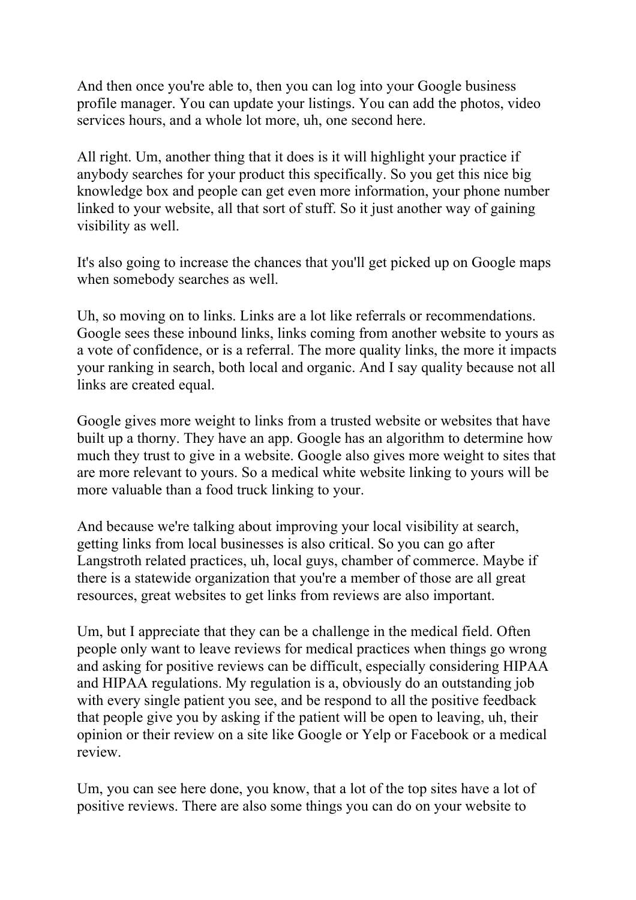And then once you're able to, then you can log into your Google business profile manager. You can update your listings. You can add the photos, video services hours, and a whole lot more, uh, one second here.

All right. Um, another thing that it does is it will highlight your practice if anybody searches for your product this specifically. So you get this nice big knowledge box and people can get even more information, your phone number linked to your website, all that sort of stuff. So it just another way of gaining visibility as well.

It's also going to increase the chances that you'll get picked up on Google maps when somebody searches as well.

Uh, so moving on to links. Links are a lot like referrals or recommendations. Google sees these inbound links, links coming from another website to yours as a vote of confidence, or is a referral. The more quality links, the more it impacts your ranking in search, both local and organic. And I say quality because not all links are created equal.

Google gives more weight to links from a trusted website or websites that have built up a thorny. They have an app. Google has an algorithm to determine how much they trust to give in a website. Google also gives more weight to sites that are more relevant to yours. So a medical white website linking to yours will be more valuable than a food truck linking to your.

And because we're talking about improving your local visibility at search, getting links from local businesses is also critical. So you can go after Langstroth related practices, uh, local guys, chamber of commerce. Maybe if there is a statewide organization that you're a member of those are all great resources, great websites to get links from reviews are also important.

Um, but I appreciate that they can be a challenge in the medical field. Often people only want to leave reviews for medical practices when things go wrong and asking for positive reviews can be difficult, especially considering HIPAA and HIPAA regulations. My regulation is a, obviously do an outstanding job with every single patient you see, and be respond to all the positive feedback that people give you by asking if the patient will be open to leaving, uh, their opinion or their review on a site like Google or Yelp or Facebook or a medical review.

Um, you can see here done, you know, that a lot of the top sites have a lot of positive reviews. There are also some things you can do on your website to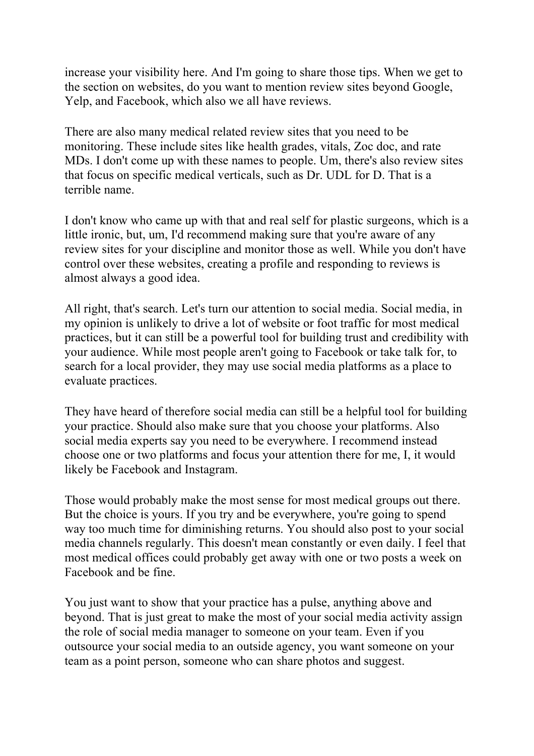increase your visibility here. And I'm going to share those tips. When we get to the section on websites, do you want to mention review sites beyond Google, Yelp, and Facebook, which also we all have reviews.

There are also many medical related review sites that you need to be monitoring. These include sites like health grades, vitals, Zoc doc, and rate MDs. I don't come up with these names to people. Um, there's also review sites that focus on specific medical verticals, such as Dr. UDL for D. That is a terrible name.

I don't know who came up with that and real self for plastic surgeons, which is a little ironic, but, um, I'd recommend making sure that you're aware of any review sites for your discipline and monitor those as well. While you don't have control over these websites, creating a profile and responding to reviews is almost always a good idea.

All right, that's search. Let's turn our attention to social media. Social media, in my opinion is unlikely to drive a lot of website or foot traffic for most medical practices, but it can still be a powerful tool for building trust and credibility with your audience. While most people aren't going to Facebook or take talk for, to search for a local provider, they may use social media platforms as a place to evaluate practices.

They have heard of therefore social media can still be a helpful tool for building your practice. Should also make sure that you choose your platforms. Also social media experts say you need to be everywhere. I recommend instead choose one or two platforms and focus your attention there for me, I, it would likely be Facebook and Instagram.

Those would probably make the most sense for most medical groups out there. But the choice is yours. If you try and be everywhere, you're going to spend way too much time for diminishing returns. You should also post to your social media channels regularly. This doesn't mean constantly or even daily. I feel that most medical offices could probably get away with one or two posts a week on Facebook and be fine.

You just want to show that your practice has a pulse, anything above and beyond. That is just great to make the most of your social media activity assign the role of social media manager to someone on your team. Even if you outsource your social media to an outside agency, you want someone on your team as a point person, someone who can share photos and suggest.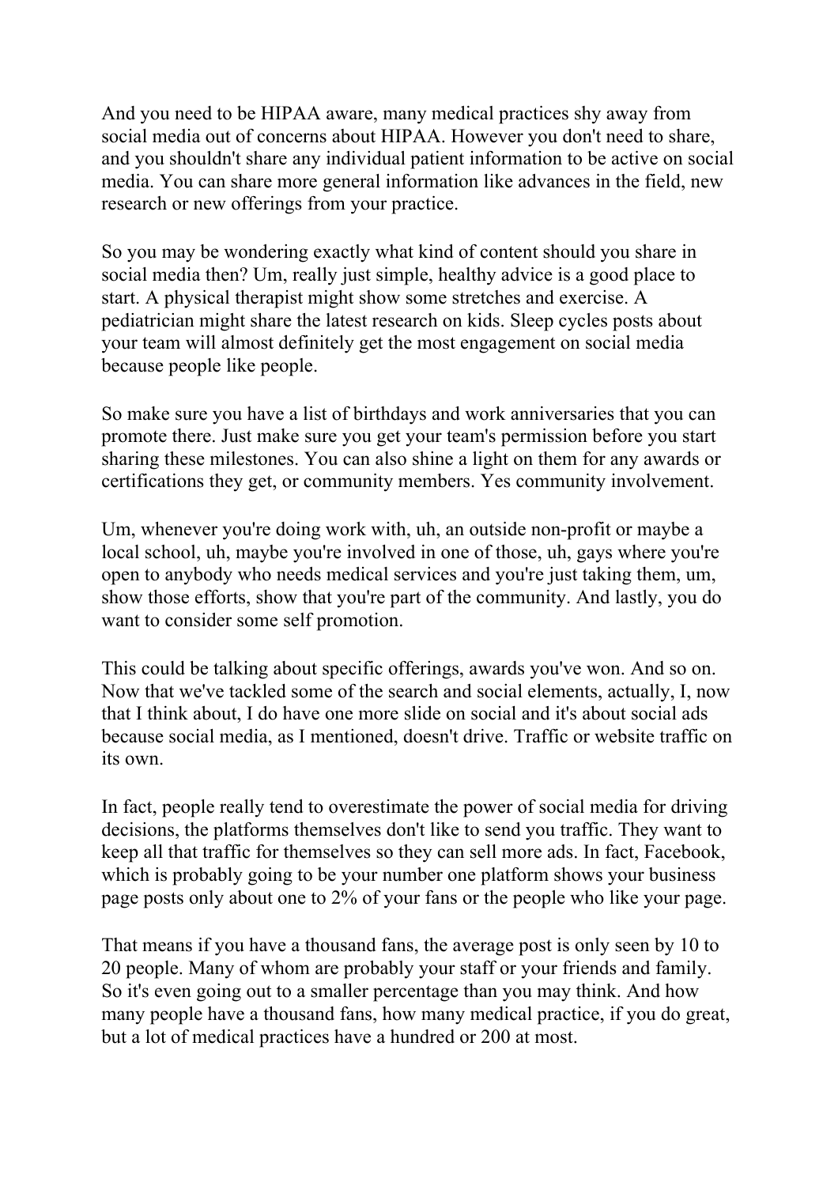And you need to be HIPAA aware, many medical practices shy away from social media out of concerns about HIPAA. However you don't need to share, and you shouldn't share any individual patient information to be active on social media. You can share more general information like advances in the field, new research or new offerings from your practice.

So you may be wondering exactly what kind of content should you share in social media then? Um, really just simple, healthy advice is a good place to start. A physical therapist might show some stretches and exercise. A pediatrician might share the latest research on kids. Sleep cycles posts about your team will almost definitely get the most engagement on social media because people like people.

So make sure you have a list of birthdays and work anniversaries that you can promote there. Just make sure you get your team's permission before you start sharing these milestones. You can also shine a light on them for any awards or certifications they get, or community members. Yes community involvement.

Um, whenever you're doing work with, uh, an outside non-profit or maybe a local school, uh, maybe you're involved in one of those, uh, gays where you're open to anybody who needs medical services and you're just taking them, um, show those efforts, show that you're part of the community. And lastly, you do want to consider some self promotion.

This could be talking about specific offerings, awards you've won. And so on. Now that we've tackled some of the search and social elements, actually, I, now that I think about, I do have one more slide on social and it's about social ads because social media, as I mentioned, doesn't drive. Traffic or website traffic on its own.

In fact, people really tend to overestimate the power of social media for driving decisions, the platforms themselves don't like to send you traffic. They want to keep all that traffic for themselves so they can sell more ads. In fact, Facebook, which is probably going to be your number one platform shows your business page posts only about one to 2% of your fans or the people who like your page.

That means if you have a thousand fans, the average post is only seen by 10 to 20 people. Many of whom are probably your staff or your friends and family. So it's even going out to a smaller percentage than you may think. And how many people have a thousand fans, how many medical practice, if you do great, but a lot of medical practices have a hundred or 200 at most.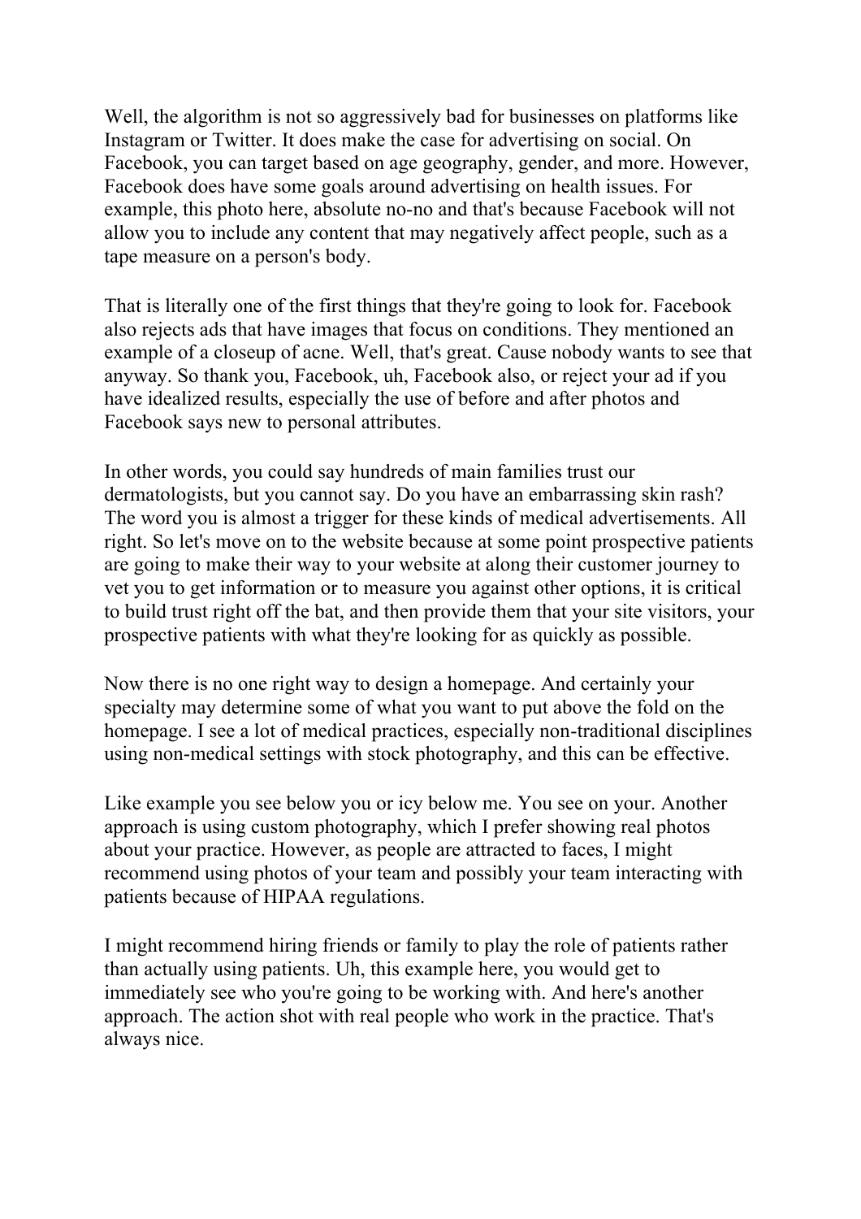Well, the algorithm is not so aggressively bad for businesses on platforms like Instagram or Twitter. It does make the case for advertising on social. On Facebook, you can target based on age geography, gender, and more. However, Facebook does have some goals around advertising on health issues. For example, this photo here, absolute no-no and that's because Facebook will not allow you to include any content that may negatively affect people, such as a tape measure on a person's body.

That is literally one of the first things that they're going to look for. Facebook also rejects ads that have images that focus on conditions. They mentioned an example of a closeup of acne. Well, that's great. Cause nobody wants to see that anyway. So thank you, Facebook, uh, Facebook also, or reject your ad if you have idealized results, especially the use of before and after photos and Facebook says new to personal attributes.

In other words, you could say hundreds of main families trust our dermatologists, but you cannot say. Do you have an embarrassing skin rash? The word you is almost a trigger for these kinds of medical advertisements. All right. So let's move on to the website because at some point prospective patients are going to make their way to your website at along their customer journey to vet you to get information or to measure you against other options, it is critical to build trust right off the bat, and then provide them that your site visitors, your prospective patients with what they're looking for as quickly as possible.

Now there is no one right way to design a homepage. And certainly your specialty may determine some of what you want to put above the fold on the homepage. I see a lot of medical practices, especially non-traditional disciplines using non-medical settings with stock photography, and this can be effective.

Like example you see below you or icy below me. You see on your. Another approach is using custom photography, which I prefer showing real photos about your practice. However, as people are attracted to faces, I might recommend using photos of your team and possibly your team interacting with patients because of HIPAA regulations.

I might recommend hiring friends or family to play the role of patients rather than actually using patients. Uh, this example here, you would get to immediately see who you're going to be working with. And here's another approach. The action shot with real people who work in the practice. That's always nice.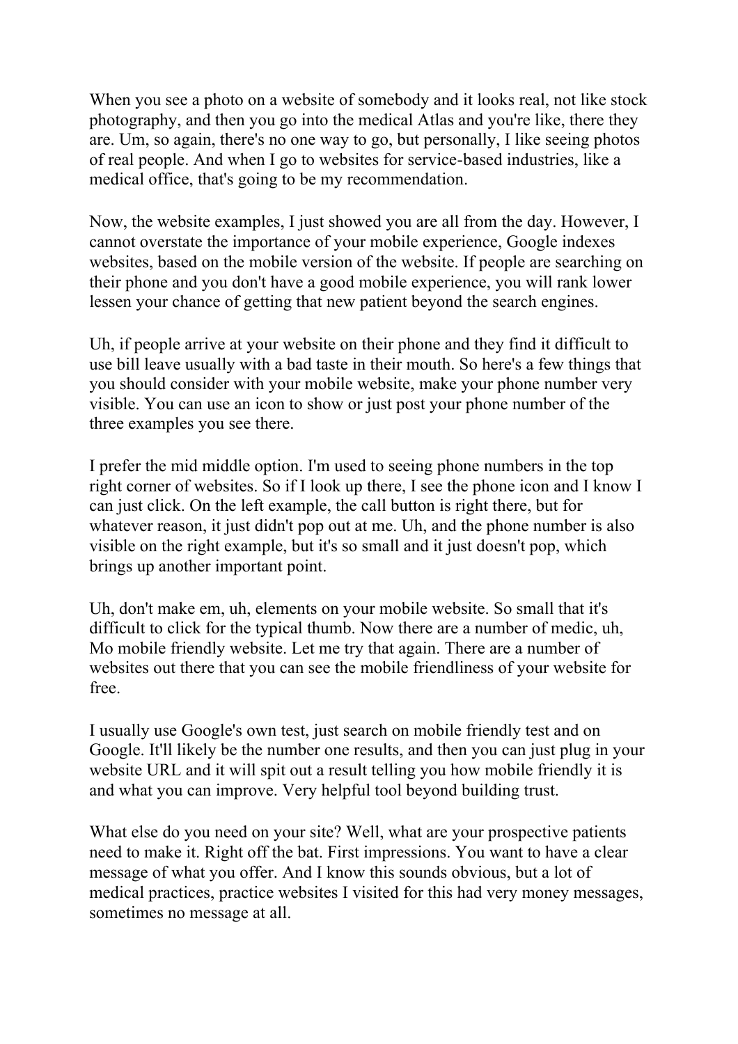When you see a photo on a website of somebody and it looks real, not like stock photography, and then you go into the medical Atlas and you're like, there they are. Um, so again, there's no one way to go, but personally, I like seeing photos of real people. And when I go to websites for service-based industries, like a medical office, that's going to be my recommendation.

Now, the website examples, I just showed you are all from the day. However, I cannot overstate the importance of your mobile experience, Google indexes websites, based on the mobile version of the website. If people are searching on their phone and you don't have a good mobile experience, you will rank lower lessen your chance of getting that new patient beyond the search engines.

Uh, if people arrive at your website on their phone and they find it difficult to use bill leave usually with a bad taste in their mouth. So here's a few things that you should consider with your mobile website, make your phone number very visible. You can use an icon to show or just post your phone number of the three examples you see there.

I prefer the mid middle option. I'm used to seeing phone numbers in the top right corner of websites. So if I look up there, I see the phone icon and I know I can just click. On the left example, the call button is right there, but for whatever reason, it just didn't pop out at me. Uh, and the phone number is also visible on the right example, but it's so small and it just doesn't pop, which brings up another important point.

Uh, don't make em, uh, elements on your mobile website. So small that it's difficult to click for the typical thumb. Now there are a number of medic, uh, Mo mobile friendly website. Let me try that again. There are a number of websites out there that you can see the mobile friendliness of your website for free.

I usually use Google's own test, just search on mobile friendly test and on Google. It'll likely be the number one results, and then you can just plug in your website URL and it will spit out a result telling you how mobile friendly it is and what you can improve. Very helpful tool beyond building trust.

What else do you need on your site? Well, what are your prospective patients need to make it. Right off the bat. First impressions. You want to have a clear message of what you offer. And I know this sounds obvious, but a lot of medical practices, practice websites I visited for this had very money messages, sometimes no message at all.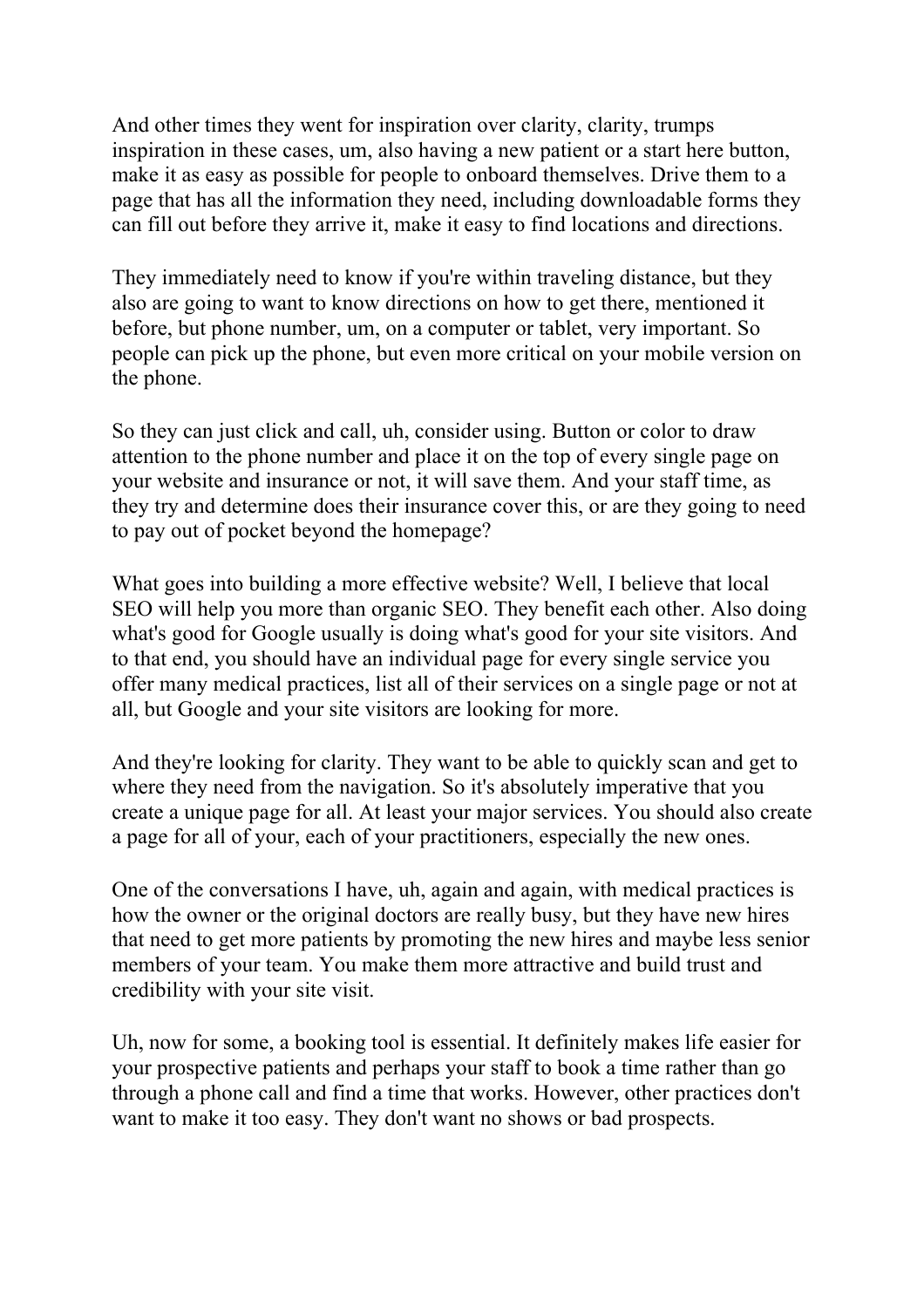And other times they went for inspiration over clarity, clarity, trumps inspiration in these cases, um, also having a new patient or a start here button, make it as easy as possible for people to onboard themselves. Drive them to a page that has all the information they need, including downloadable forms they can fill out before they arrive it, make it easy to find locations and directions.

They immediately need to know if you're within traveling distance, but they also are going to want to know directions on how to get there, mentioned it before, but phone number, um, on a computer or tablet, very important. So people can pick up the phone, but even more critical on your mobile version on the phone.

So they can just click and call, uh, consider using. Button or color to draw attention to the phone number and place it on the top of every single page on your website and insurance or not, it will save them. And your staff time, as they try and determine does their insurance cover this, or are they going to need to pay out of pocket beyond the homepage?

What goes into building a more effective website? Well, I believe that local SEO will help you more than organic SEO. They benefit each other. Also doing what's good for Google usually is doing what's good for your site visitors. And to that end, you should have an individual page for every single service you offer many medical practices, list all of their services on a single page or not at all, but Google and your site visitors are looking for more.

And they're looking for clarity. They want to be able to quickly scan and get to where they need from the navigation. So it's absolutely imperative that you create a unique page for all. At least your major services. You should also create a page for all of your, each of your practitioners, especially the new ones.

One of the conversations I have, uh, again and again, with medical practices is how the owner or the original doctors are really busy, but they have new hires that need to get more patients by promoting the new hires and maybe less senior members of your team. You make them more attractive and build trust and credibility with your site visit.

Uh, now for some, a booking tool is essential. It definitely makes life easier for your prospective patients and perhaps your staff to book a time rather than go through a phone call and find a time that works. However, other practices don't want to make it too easy. They don't want no shows or bad prospects.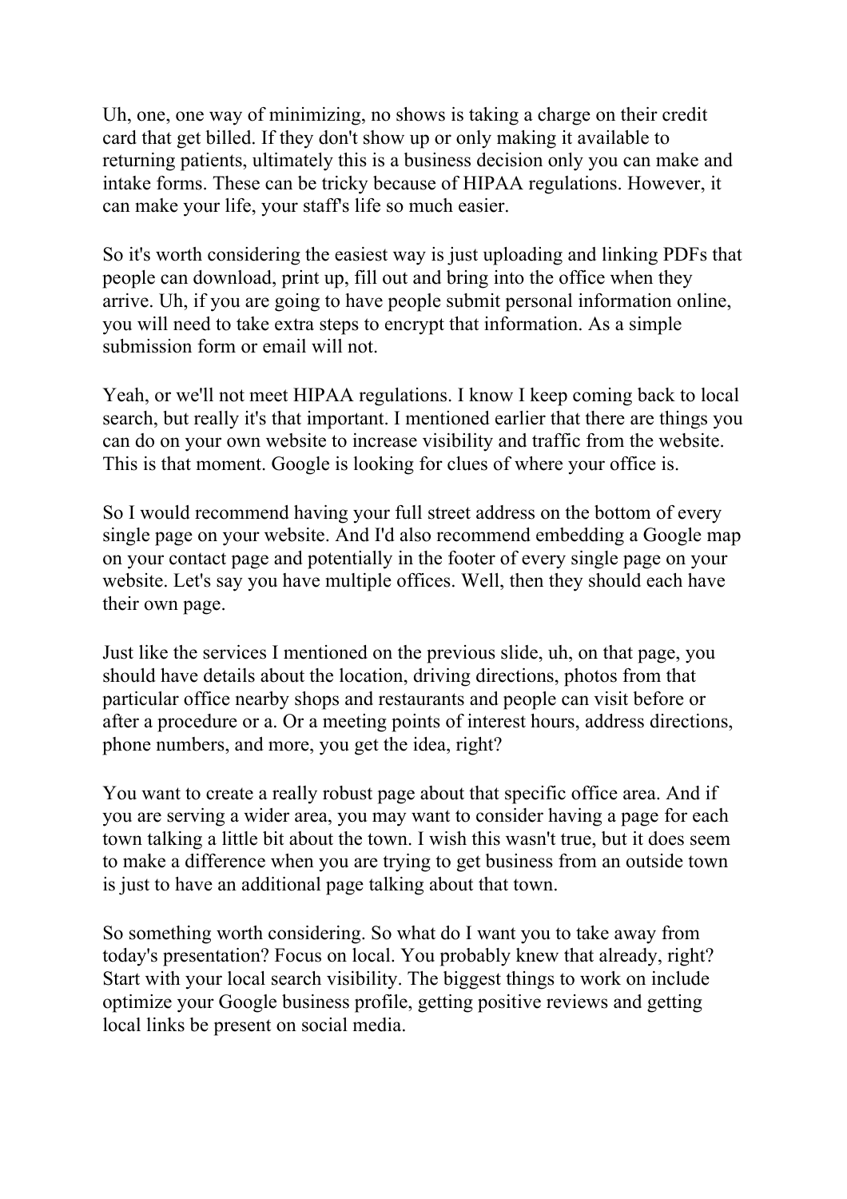Uh, one, one way of minimizing, no shows is taking a charge on their credit card that get billed. If they don't show up or only making it available to returning patients, ultimately this is a business decision only you can make and intake forms. These can be tricky because of HIPAA regulations. However, it can make your life, your staff's life so much easier.

So it's worth considering the easiest way is just uploading and linking PDFs that people can download, print up, fill out and bring into the office when they arrive. Uh, if you are going to have people submit personal information online, you will need to take extra steps to encrypt that information. As a simple submission form or email will not.

Yeah, or we'll not meet HIPAA regulations. I know I keep coming back to local search, but really it's that important. I mentioned earlier that there are things you can do on your own website to increase visibility and traffic from the website. This is that moment. Google is looking for clues of where your office is.

So I would recommend having your full street address on the bottom of every single page on your website. And I'd also recommend embedding a Google map on your contact page and potentially in the footer of every single page on your website. Let's say you have multiple offices. Well, then they should each have their own page.

Just like the services I mentioned on the previous slide, uh, on that page, you should have details about the location, driving directions, photos from that particular office nearby shops and restaurants and people can visit before or after a procedure or a. Or a meeting points of interest hours, address directions, phone numbers, and more, you get the idea, right?

You want to create a really robust page about that specific office area. And if you are serving a wider area, you may want to consider having a page for each town talking a little bit about the town. I wish this wasn't true, but it does seem to make a difference when you are trying to get business from an outside town is just to have an additional page talking about that town.

So something worth considering. So what do I want you to take away from today's presentation? Focus on local. You probably knew that already, right? Start with your local search visibility. The biggest things to work on include optimize your Google business profile, getting positive reviews and getting local links be present on social media.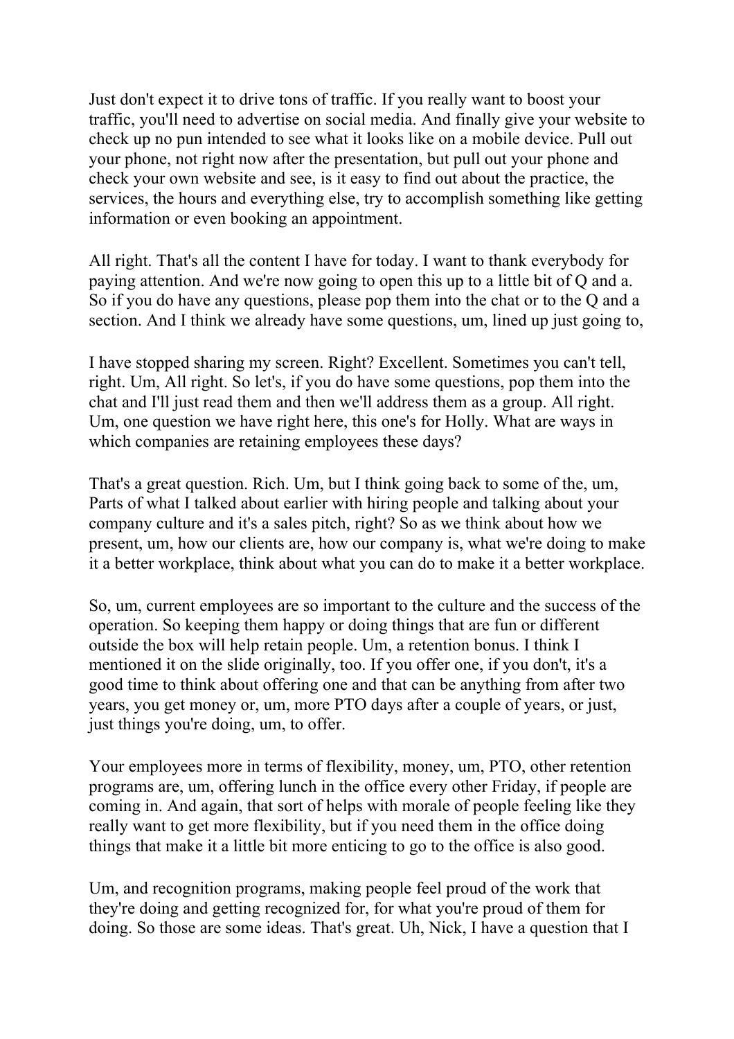Just don't expect it to drive tons of traffic. If you really want to boost your traffic, you'll need to advertise on social media. And finally give your website to check up no pun intended to see what it looks like on a mobile device. Pull out your phone, not right now after the presentation, but pull out your phone and check your own website and see, is it easy to find out about the practice, the services, the hours and everything else, try to accomplish something like getting information or even booking an appointment.

All right. That's all the content I have for today. I want to thank everybody for paying attention. And we're now going to open this up to a little bit of Q and a. So if you do have any questions, please pop them into the chat or to the Q and a section. And I think we already have some questions, um, lined up just going to,

I have stopped sharing my screen. Right? Excellent. Sometimes you can't tell, right. Um, All right. So let's, if you do have some questions, pop them into the chat and I'll just read them and then we'll address them as a group. All right. Um, one question we have right here, this one's for Holly. What are ways in which companies are retaining employees these days?

That's a great question. Rich. Um, but I think going back to some of the, um, Parts of what I talked about earlier with hiring people and talking about your company culture and it's a sales pitch, right? So as we think about how we present, um, how our clients are, how our company is, what we're doing to make it a better workplace, think about what you can do to make it a better workplace.

So, um, current employees are so important to the culture and the success of the operation. So keeping them happy or doing things that are fun or different outside the box will help retain people. Um, a retention bonus. I think I mentioned it on the slide originally, too. If you offer one, if you don't, it's a good time to think about offering one and that can be anything from after two years, you get money or, um, more PTO days after a couple of years, or just, just things you're doing, um, to offer.

Your employees more in terms of flexibility, money, um, PTO, other retention programs are, um, offering lunch in the office every other Friday, if people are coming in. And again, that sort of helps with morale of people feeling like they really want to get more flexibility, but if you need them in the office doing things that make it a little bit more enticing to go to the office is also good.

Um, and recognition programs, making people feel proud of the work that they're doing and getting recognized for, for what you're proud of them for doing. So those are some ideas. That's great. Uh, Nick, I have a question that I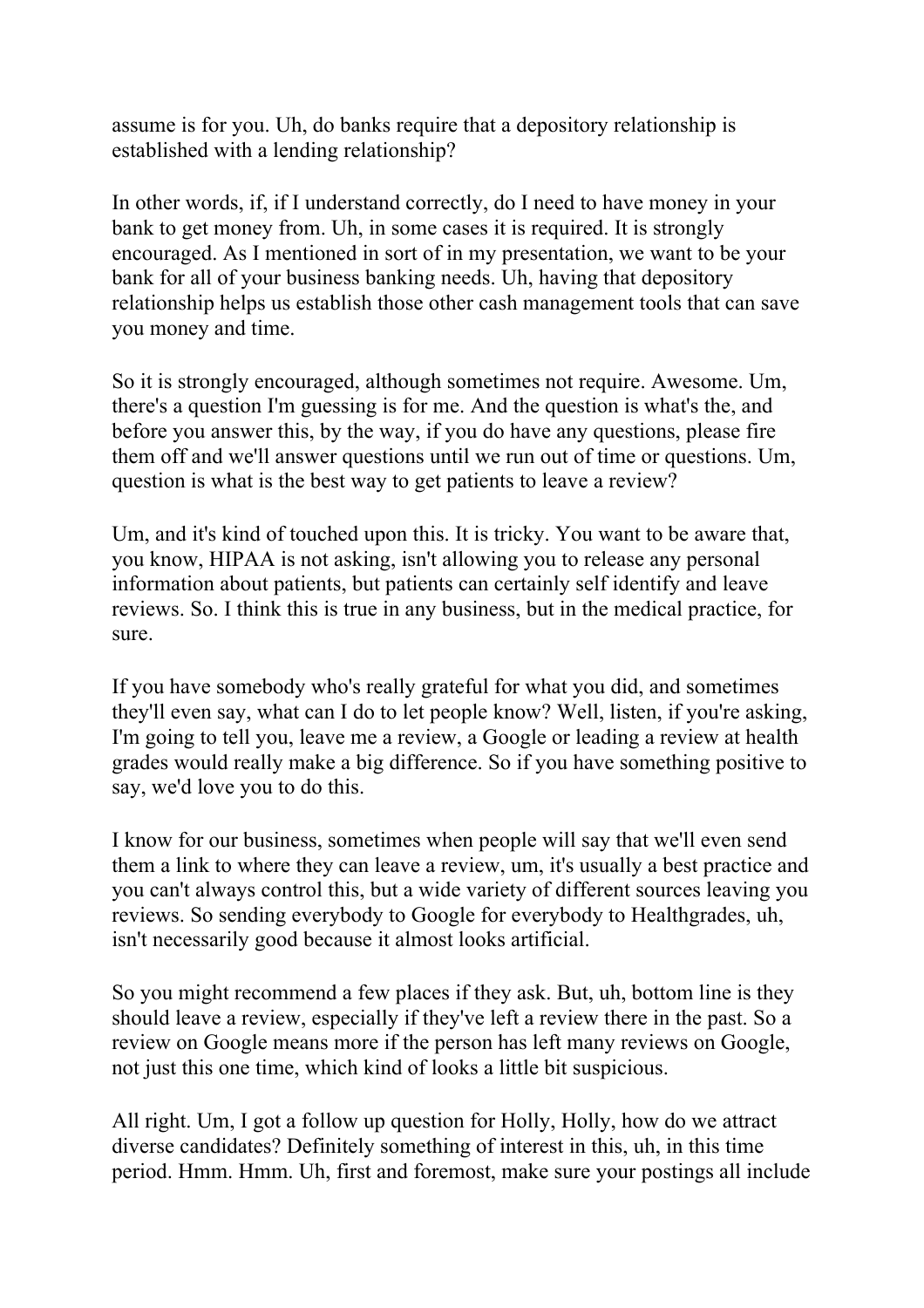assume is for you. Uh, do banks require that a depository relationship is established with a lending relationship?

In other words, if, if I understand correctly, do I need to have money in your bank to get money from. Uh, in some cases it is required. It is strongly encouraged. As I mentioned in sort of in my presentation, we want to be your bank for all of your business banking needs. Uh, having that depository relationship helps us establish those other cash management tools that can save you money and time.

So it is strongly encouraged, although sometimes not require. Awesome. Um, there's a question I'm guessing is for me. And the question is what's the, and before you answer this, by the way, if you do have any questions, please fire them off and we'll answer questions until we run out of time or questions. Um, question is what is the best way to get patients to leave a review?

Um, and it's kind of touched upon this. It is tricky. You want to be aware that, you know, HIPAA is not asking, isn't allowing you to release any personal information about patients, but patients can certainly self identify and leave reviews. So. I think this is true in any business, but in the medical practice, for sure.

If you have somebody who's really grateful for what you did, and sometimes they'll even say, what can I do to let people know? Well, listen, if you're asking, I'm going to tell you, leave me a review, a Google or leading a review at health grades would really make a big difference. So if you have something positive to say, we'd love you to do this.

I know for our business, sometimes when people will say that we'll even send them a link to where they can leave a review, um, it's usually a best practice and you can't always control this, but a wide variety of different sources leaving you reviews. So sending everybody to Google for everybody to Healthgrades, uh, isn't necessarily good because it almost looks artificial.

So you might recommend a few places if they ask. But, uh, bottom line is they should leave a review, especially if they've left a review there in the past. So a review on Google means more if the person has left many reviews on Google, not just this one time, which kind of looks a little bit suspicious.

All right. Um, I got a follow up question for Holly, Holly, how do we attract diverse candidates? Definitely something of interest in this, uh, in this time period. Hmm. Hmm. Uh, first and foremost, make sure your postings all include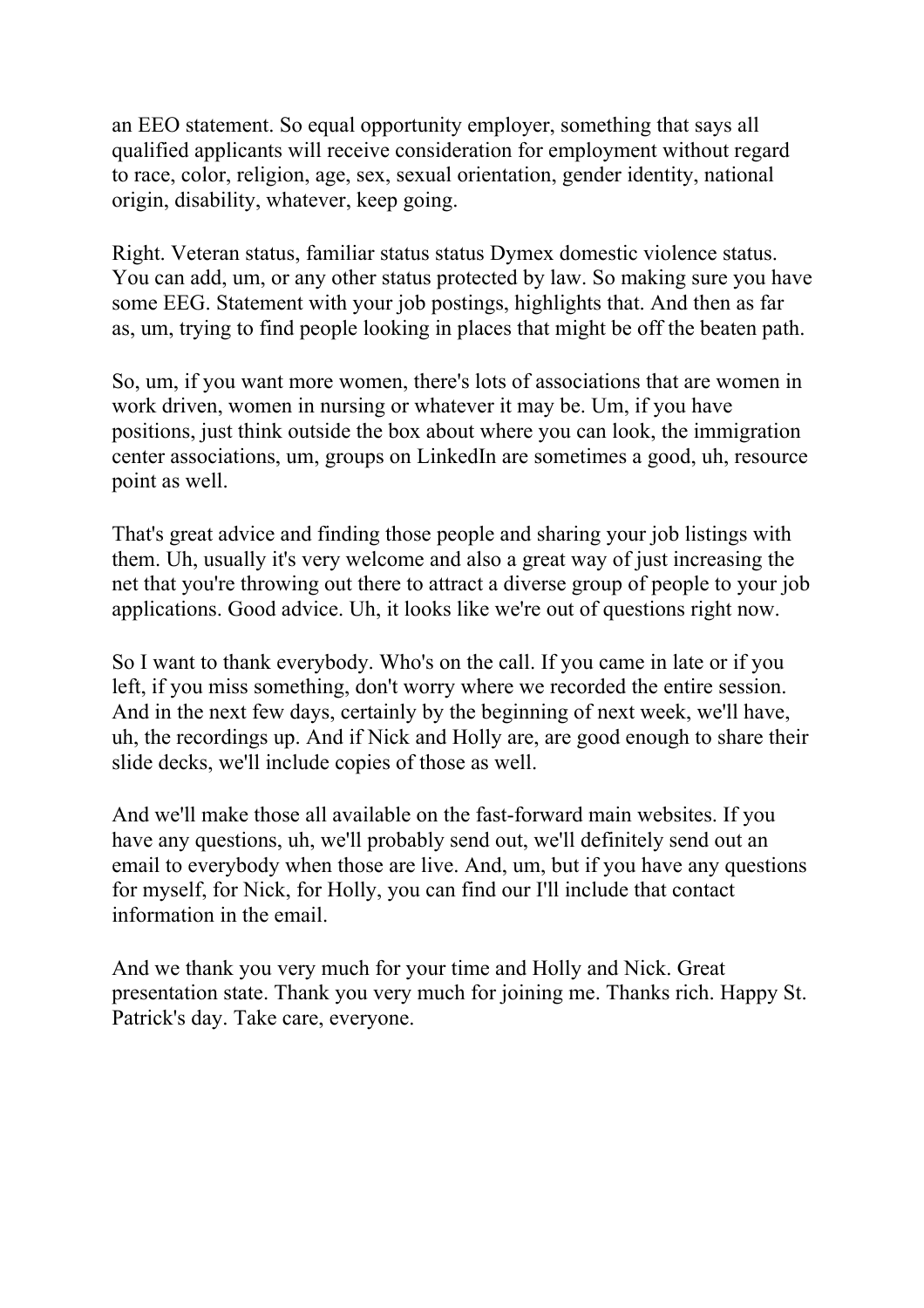an EEO statement. So equal opportunity employer, something that says all qualified applicants will receive consideration for employment without regard to race, color, religion, age, sex, sexual orientation, gender identity, national origin, disability, whatever, keep going.

Right. Veteran status, familiar status status Dymex domestic violence status. You can add, um, or any other status protected by law. So making sure you have some EEG. Statement with your job postings, highlights that. And then as far as, um, trying to find people looking in places that might be off the beaten path.

So, um, if you want more women, there's lots of associations that are women in work driven, women in nursing or whatever it may be. Um, if you have positions, just think outside the box about where you can look, the immigration center associations, um, groups on LinkedIn are sometimes a good, uh, resource point as well.

That's great advice and finding those people and sharing your job listings with them. Uh, usually it's very welcome and also a great way of just increasing the net that you're throwing out there to attract a diverse group of people to your job applications. Good advice. Uh, it looks like we're out of questions right now.

So I want to thank everybody. Who's on the call. If you came in late or if you left, if you miss something, don't worry where we recorded the entire session. And in the next few days, certainly by the beginning of next week, we'll have, uh, the recordings up. And if Nick and Holly are, are good enough to share their slide decks, we'll include copies of those as well.

And we'll make those all available on the fast-forward main websites. If you have any questions, uh, we'll probably send out, we'll definitely send out an email to everybody when those are live. And, um, but if you have any questions for myself, for Nick, for Holly, you can find our I'll include that contact information in the email.

And we thank you very much for your time and Holly and Nick. Great presentation state. Thank you very much for joining me. Thanks rich. Happy St. Patrick's day. Take care, everyone.